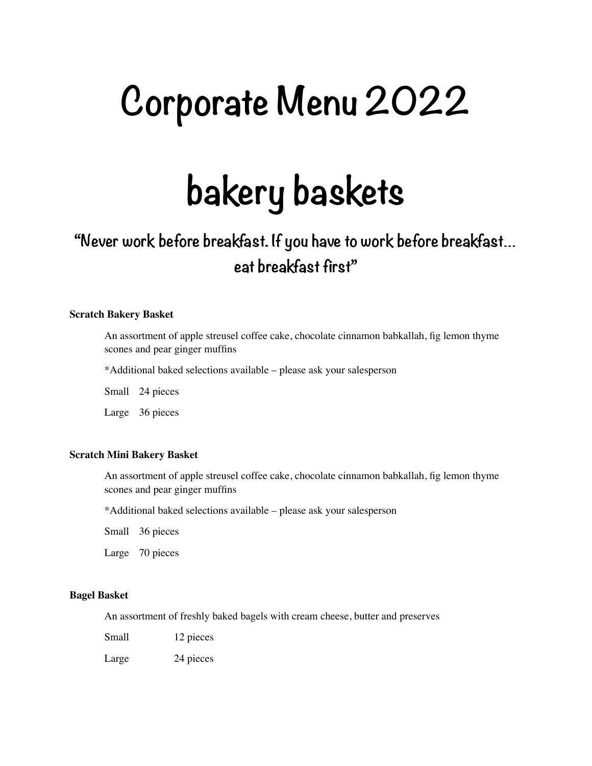# Corporate Menu 2022

# bakery baskets

## “Never work before breakfast. If you have to work before breakfast… eat breakfast first”

**Scratch Bakery Basket**

An assortment of apple streusel coffee cake, chocolate cinnamon babkallah, fig lemon thyme scones and pear ginger muffins

*Additional baked selections available – please ask your salesperson

Small 24 pieces

Large 36 pieces

**Scratch Mini Bakery Basket**

An assortment of apple streusel coffee cake, chocolate cinnamon babkallah, fig lemon thyme scones and pear ginger muffins

*Additional baked selections available – please ask your salesperson

Small 36 pieces

Large 70 pieces

**Bagel Basket**

An assortment of freshly baked bagels with cream cheese, butter and preserves

Small 12 pieces

Large 24 pieces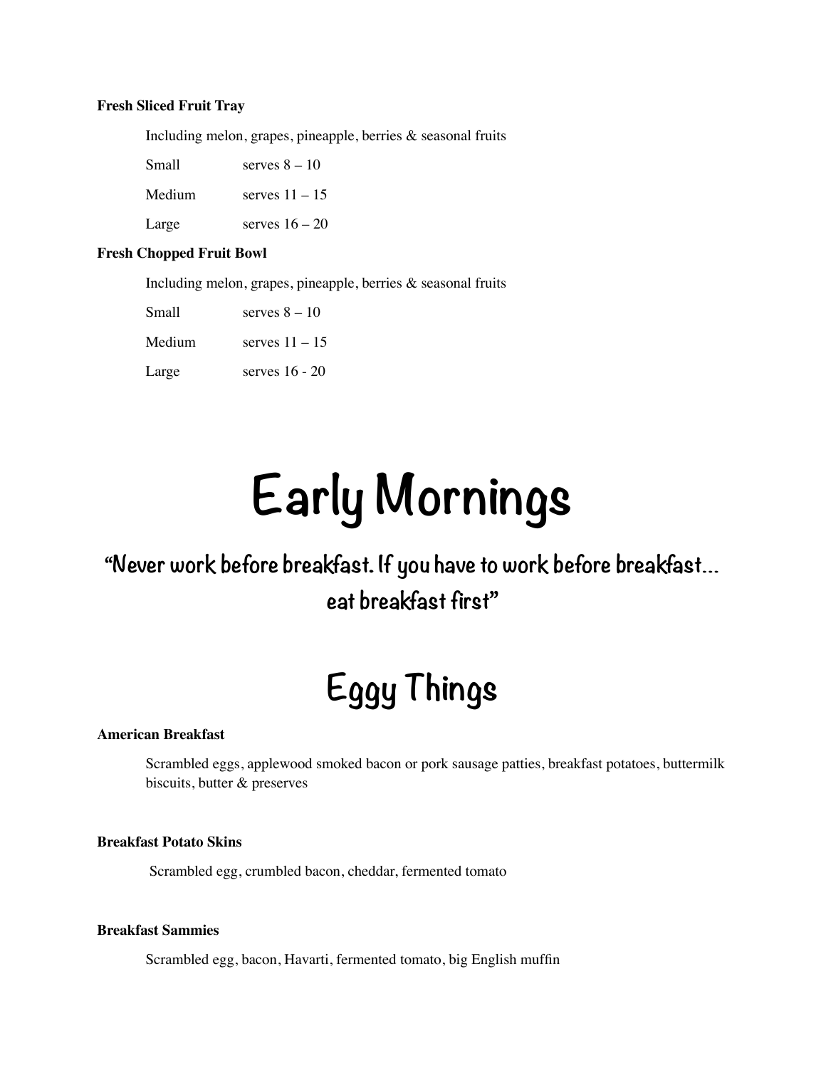**Fresh Sliced Fruit Tray**

Including melon, grapes, pineapple, berries & seasonal fruits

| | |
|---|---|
| Small | serves 8 – 10 |
| Medium | serves 11 – 15 |
| Large | serves 16 – 20 |

**Fresh Chopped Fruit Bowl**

Including melon, grapes, pineapple, berries & seasonal fruits

| | |
|---|---|
| Small | serves 8 – 10 |
| Medium | serves 11 – 15 |
| Large | serves 16 - 20 |

# Early Mornings

### "Never work before breakfast. If you have to work before breakfast… eat breakfast first"

## Eggy Things

**American Breakfast**

Scrambled eggs, applewood smoked bacon or pork sausage patties, breakfast potatoes, buttermilk biscuits, butter & preserves

**Breakfast Potato Skins**

Scrambled egg, crumbled bacon, cheddar, fermented tomato

**Breakfast Sammies**

Scrambled egg, bacon, Havarti, fermented tomato, big English muffin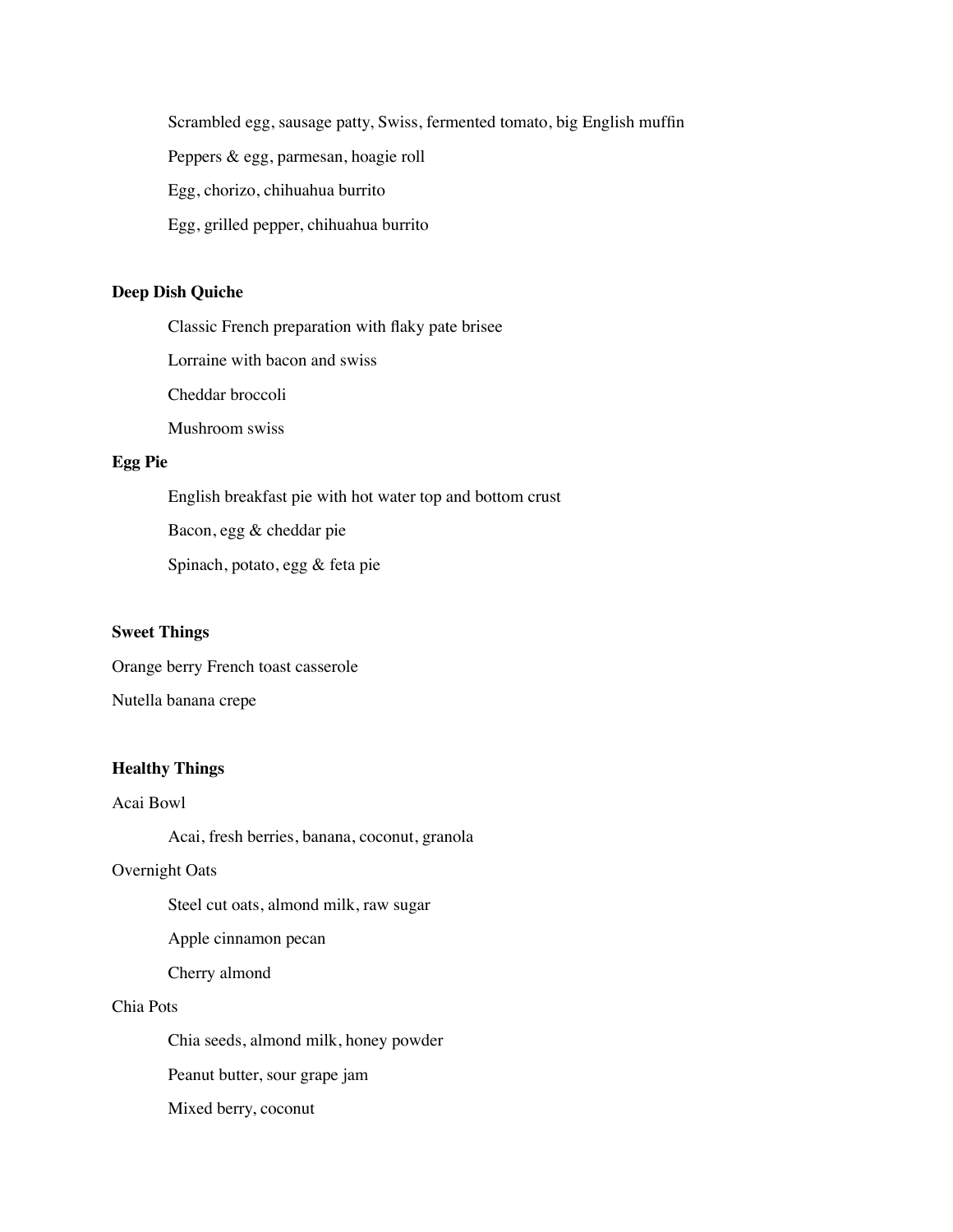Scrambled egg, sausage patty, Swiss, fermented tomato, big English muffin

Peppers & egg, parmesan, hoagie roll

Egg, chorizo, chihuahua burrito

Egg, grilled pepper, chihuahua burrito

**Deep Dish Quiche**

Classic French preparation with flaky pate brisee

Lorraine with bacon and swiss

Cheddar broccoli

Mushroom swiss

**Egg Pie**

English breakfast pie with hot water top and bottom crust

Bacon, egg & cheddar pie

Spinach, potato, egg & feta pie

**Sweet Things**

Orange berry French toast casserole

Nutella banana crepe

**Healthy Things**

Acai Bowl

Acai, fresh berries, banana, coconut, granola

Overnight Oats

Steel cut oats, almond milk, raw sugar

Apple cinnamon pecan

Cherry almond

Chia Pots

Chia seeds, almond milk, honey powder

Peanut butter, sour grape jam

Mixed berry, coconut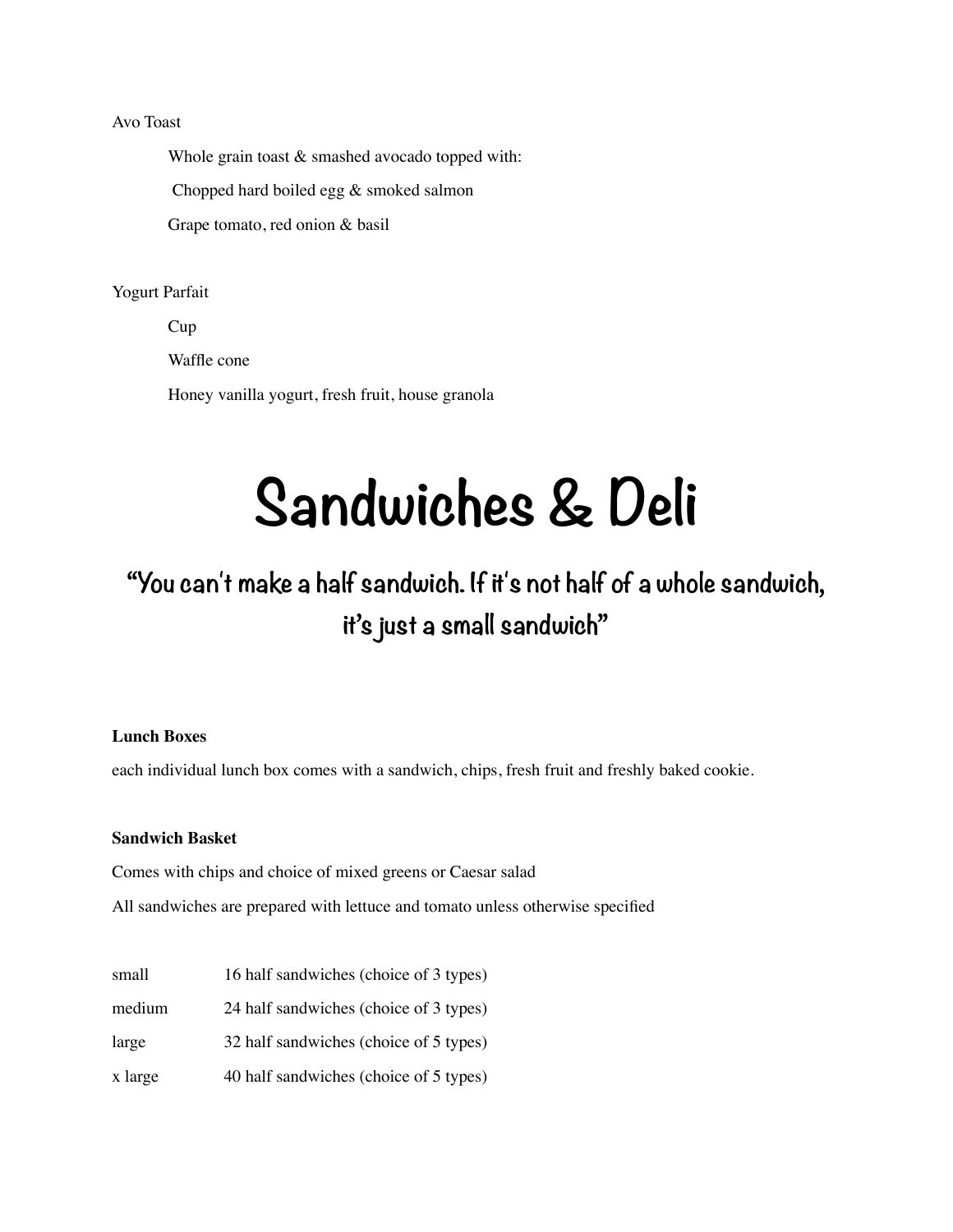Avo Toast

Whole grain toast & smashed avocado topped with:

Chopped hard boiled egg & smoked salmon

Grape tomato, red onion & basil

Yogurt Parfait

Cup

Waffle cone

Honey vanilla yogurt, fresh fruit, house granola

# Sandwiches & Deli

## "You can't make a half sandwich. If it's not half of a whole sandwich, it's just a small sandwich"

**Lunch Boxes**

each individual lunch box comes with a sandwich, chips, fresh fruit and freshly baked cookie.

**Sandwich Basket**

Comes with chips and choice of mixed greens or Caesar salad

All sandwiches are prepared with lettuce and tomato unless otherwise specified

| | |
|---|---|
| small | 16 half sandwiches (choice of 3 types) |
| medium | 24 half sandwiches (choice of 3 types) |
| large | 32 half sandwiches (choice of 5 types) |
| x large | 40 half sandwiches (choice of 5 types) |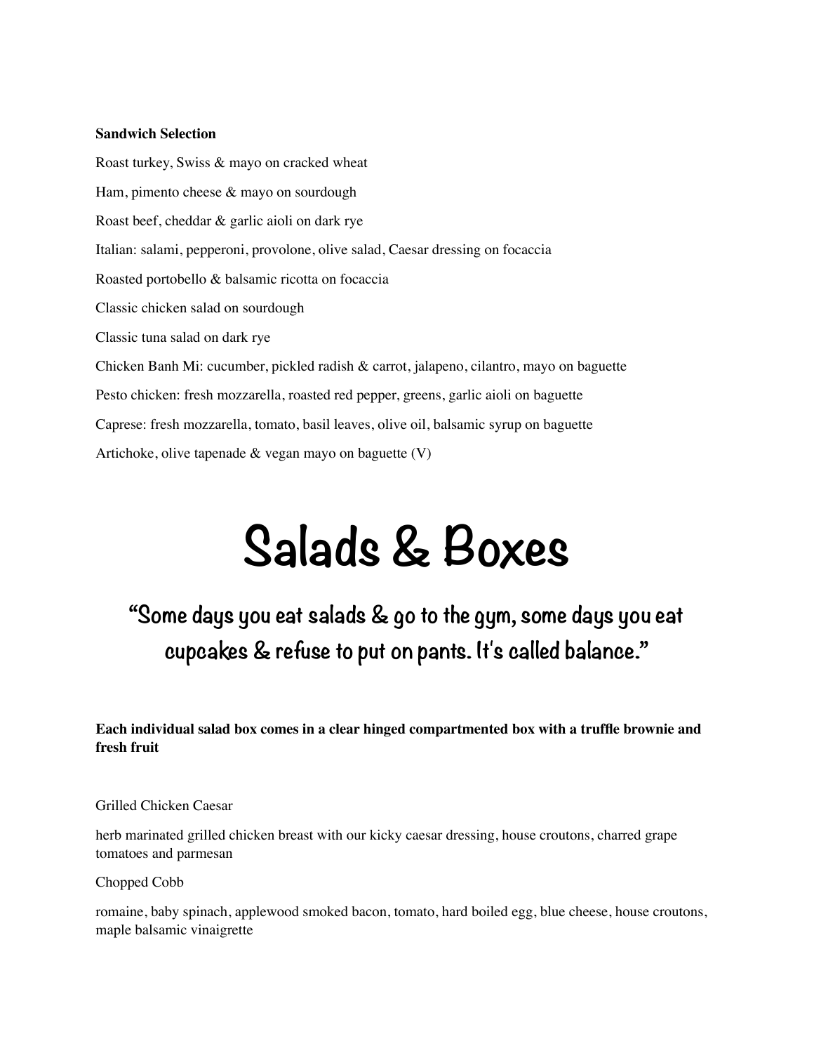**Sandwich Selection**

Roast turkey, Swiss & mayo on cracked wheat

Ham, pimento cheese & mayo on sourdough

Roast beef, cheddar & garlic aioli on dark rye

Italian: salami, pepperoni, provolone, olive salad, Caesar dressing on focaccia

Roasted portobello & balsamic ricotta on focaccia

Classic chicken salad on sourdough

Classic tuna salad on dark rye

Chicken Banh Mi: cucumber, pickled radish & carrot, jalapeno, cilantro, mayo on baguette

Pesto chicken: fresh mozzarella, roasted red pepper, greens, garlic aioli on baguette

Caprese: fresh mozzarella, tomato, basil leaves, olive oil, balsamic syrup on baguette

Artichoke, olive tapenade & vegan mayo on baguette (V)

# Salads & Boxes

## "Some days you eat salads & go to the gym, some days you eat cupcakes & refuse to put on pants. It's called balance."

**Each individual salad box comes in a clear hinged compartmented box with a truffle brownie and fresh fruit**

Grilled Chicken Caesar

herb marinated grilled chicken breast with our kicky caesar dressing, house croutons, charred grape tomatoes and parmesan

Chopped Cobb

romaine, baby spinach, applewood smoked bacon, tomato, hard boiled egg, blue cheese, house croutons, maple balsamic vinaigrette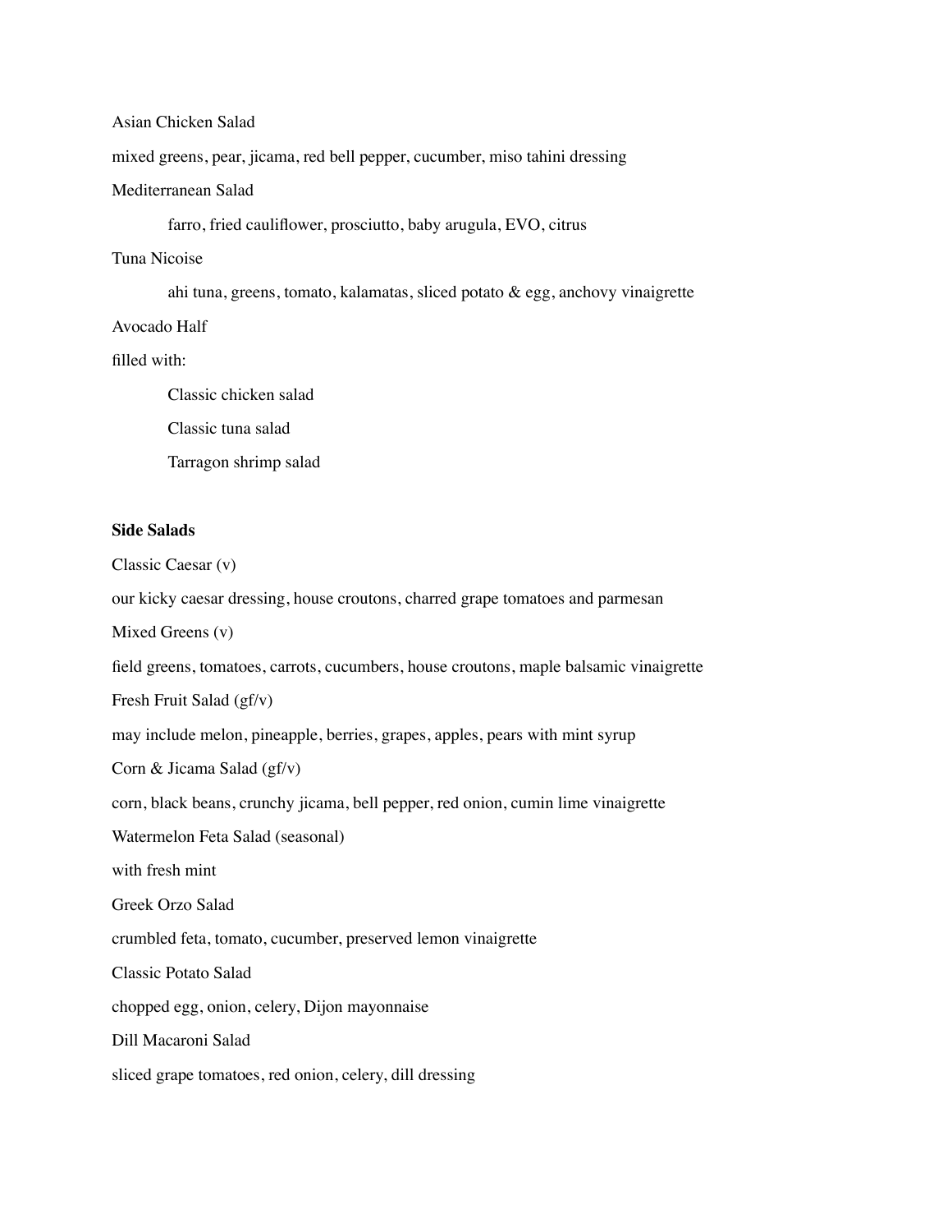Asian Chicken Salad

mixed greens, pear, jicama, red bell pepper, cucumber, miso tahini dressing

Mediterranean Salad

farro, fried cauliflower, prosciutto, baby arugula, EVO, citrus

Tuna Nicoise

ahi tuna, greens, tomato, kalamatas, sliced potato & egg, anchovy vinaigrette

Avocado Half

filled with:

Classic chicken salad

Classic tuna salad

Tarragon shrimp salad

**Side Salads**

Classic Caesar (v)

our kicky caesar dressing, house croutons, charred grape tomatoes and parmesan

Mixed Greens (v)

field greens, tomatoes, carrots, cucumbers, house croutons, maple balsamic vinaigrette

Fresh Fruit Salad (gf/v)

may include melon, pineapple, berries, grapes, apples, pears with mint syrup

Corn & Jicama Salad (gf/v)

corn, black beans, crunchy jicama, bell pepper, red onion, cumin lime vinaigrette

Watermelon Feta Salad (seasonal)

with fresh mint

Greek Orzo Salad

crumbled feta, tomato, cucumber, preserved lemon vinaigrette

Classic Potato Salad

chopped egg, onion, celery, Dijon mayonnaise

Dill Macaroni Salad

sliced grape tomatoes, red onion, celery, dill dressing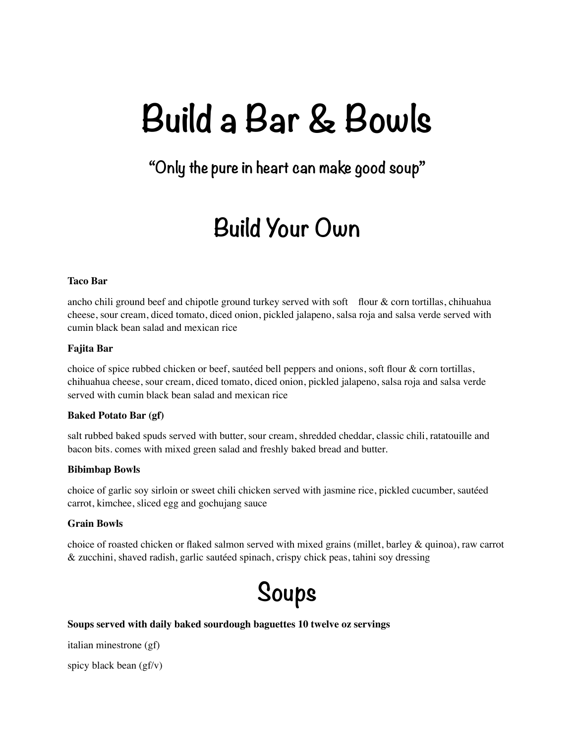# Build a Bar & Bowls

## "Only the pure in heart can make good soup"

## Build Your Own

**Taco Bar**

ancho chili ground beef and chipotle ground turkey served with soft flour & corn tortillas, chihuahua cheese, sour cream, diced tomato, diced onion, pickled jalapeno, salsa roja and salsa verde served with cumin black bean salad and mexican rice

**Fajita Bar**

choice of spice rubbed chicken or beef, sautéed bell peppers and onions, soft flour & corn tortillas, chihuahua cheese, sour cream, diced tomato, diced onion, pickled jalapeno, salsa roja and salsa verde served with cumin black bean salad and mexican rice

**Baked Potato Bar (gf)**

salt rubbed baked spuds served with butter, sour cream, shredded cheddar, classic chili, ratatouille and bacon bits. comes with mixed green salad and freshly baked bread and butter.

**Bibimbap Bowls**

choice of garlic soy sirloin or sweet chili chicken served with jasmine rice, pickled cucumber, sautéed carrot, kimchee, sliced egg and gochujang sauce

**Grain Bowls**

choice of roasted chicken or flaked salmon served with mixed grains (millet, barley & quinoa), raw carrot & zucchini, shaved radish, garlic sautéed spinach, crispy chick peas, tahini soy dressing

## Soups

**Soups served with daily baked sourdough baguettes 10 twelve oz servings**

italian minestrone (gf)

spicy black bean (gf/v)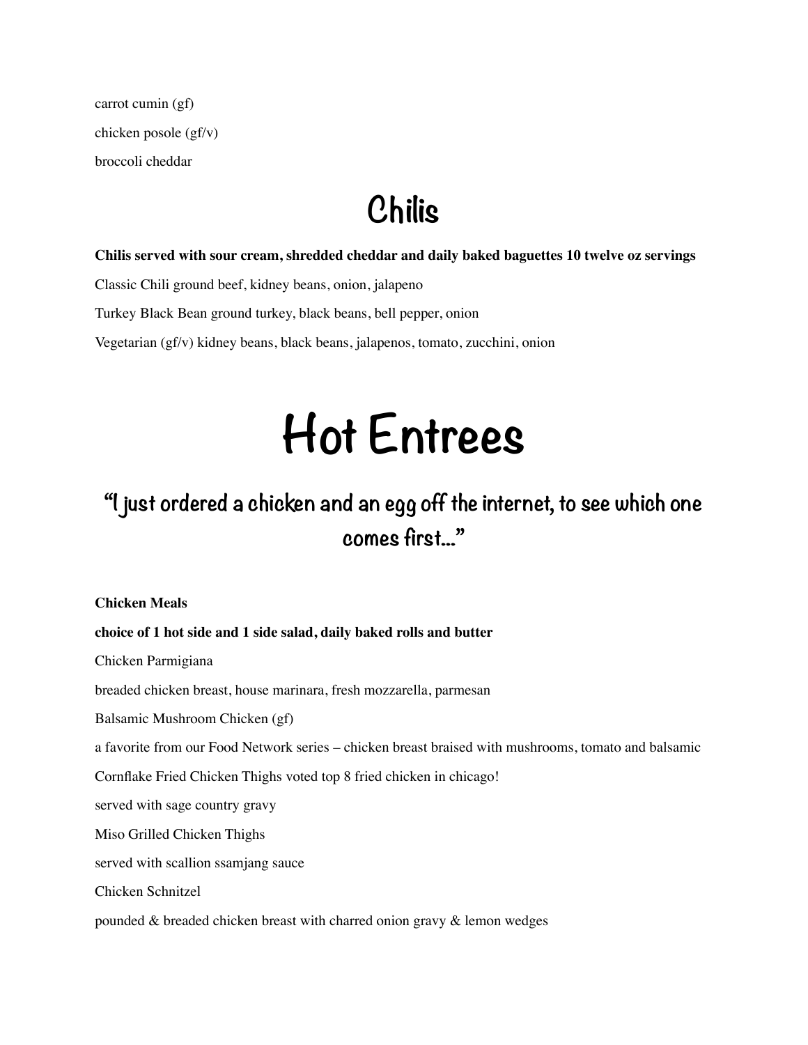carrot cumin (gf)

chicken posole (gf/v)

broccoli cheddar

## Chilis

**Chilis served with sour cream, shredded cheddar and daily baked baguettes 10 twelve oz servings**

Classic Chili ground beef, kidney beans, onion, jalapeno

Turkey Black Bean ground turkey, black beans, bell pepper, onion

Vegetarian (gf/v) kidney beans, black beans, jalapenos, tomato, zucchini, onion

# Hot Entrees

## "I just ordered a chicken and an egg off the internet, to see which one comes first..."

**Chicken Meals**

**choice of 1 hot side and 1 side salad, daily baked rolls and butter**

Chicken Parmigiana

breaded chicken breast, house marinara, fresh mozzarella, parmesan

Balsamic Mushroom Chicken (gf)

a favorite from our Food Network series – chicken breast braised with mushrooms, tomato and balsamic

Cornflake Fried Chicken Thighs voted top 8 fried chicken in chicago!

served with sage country gravy

Miso Grilled Chicken Thighs

served with scallion ssamjang sauce

Chicken Schnitzel

pounded & breaded chicken breast with charred onion gravy & lemon wedges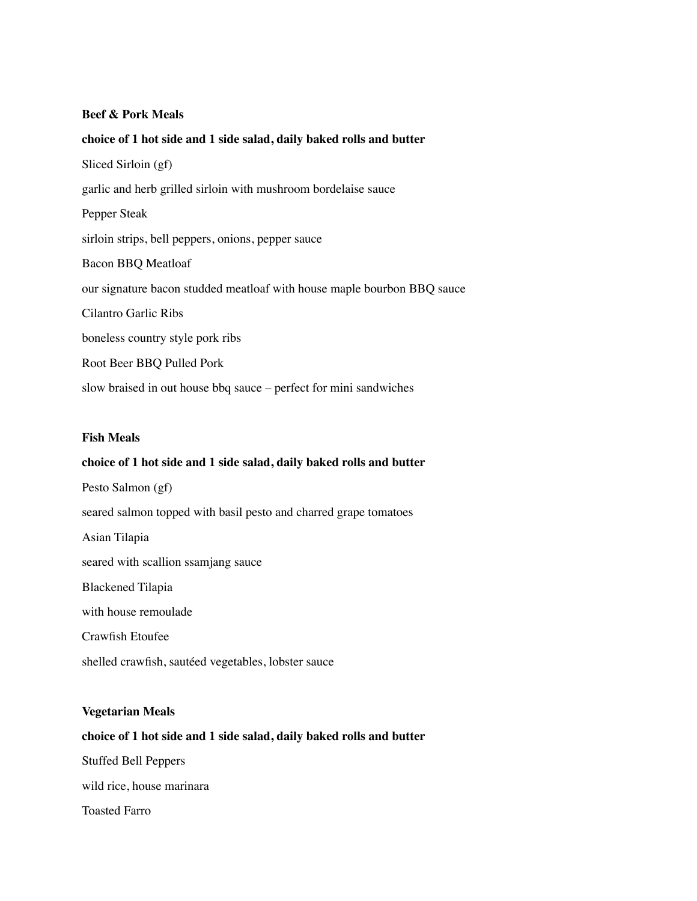**Beef & Pork Meals**

**choice of 1 hot side and 1 side salad, daily baked rolls and butter**

Sliced Sirloin (gf)

garlic and herb grilled sirloin with mushroom bordelaise sauce

Pepper Steak

sirloin strips, bell peppers, onions, pepper sauce

Bacon BBQ Meatloaf

our signature bacon studded meatloaf with house maple bourbon BBQ sauce

Cilantro Garlic Ribs

boneless country style pork ribs

Root Beer BBQ Pulled Pork

slow braised in out house bbq sauce – perfect for mini sandwiches

**Fish Meals**

**choice of 1 hot side and 1 side salad, daily baked rolls and butter**

Pesto Salmon (gf)

seared salmon topped with basil pesto and charred grape tomatoes

Asian Tilapia

seared with scallion ssamjang sauce

Blackened Tilapia

with house remoulade

Crawfish Etoufee

shelled crawfish, sautéed vegetables, lobster sauce

**Vegetarian Meals**

**choice of 1 hot side and 1 side salad, daily baked rolls and butter**

Stuffed Bell Peppers

wild rice, house marinara

Toasted Farro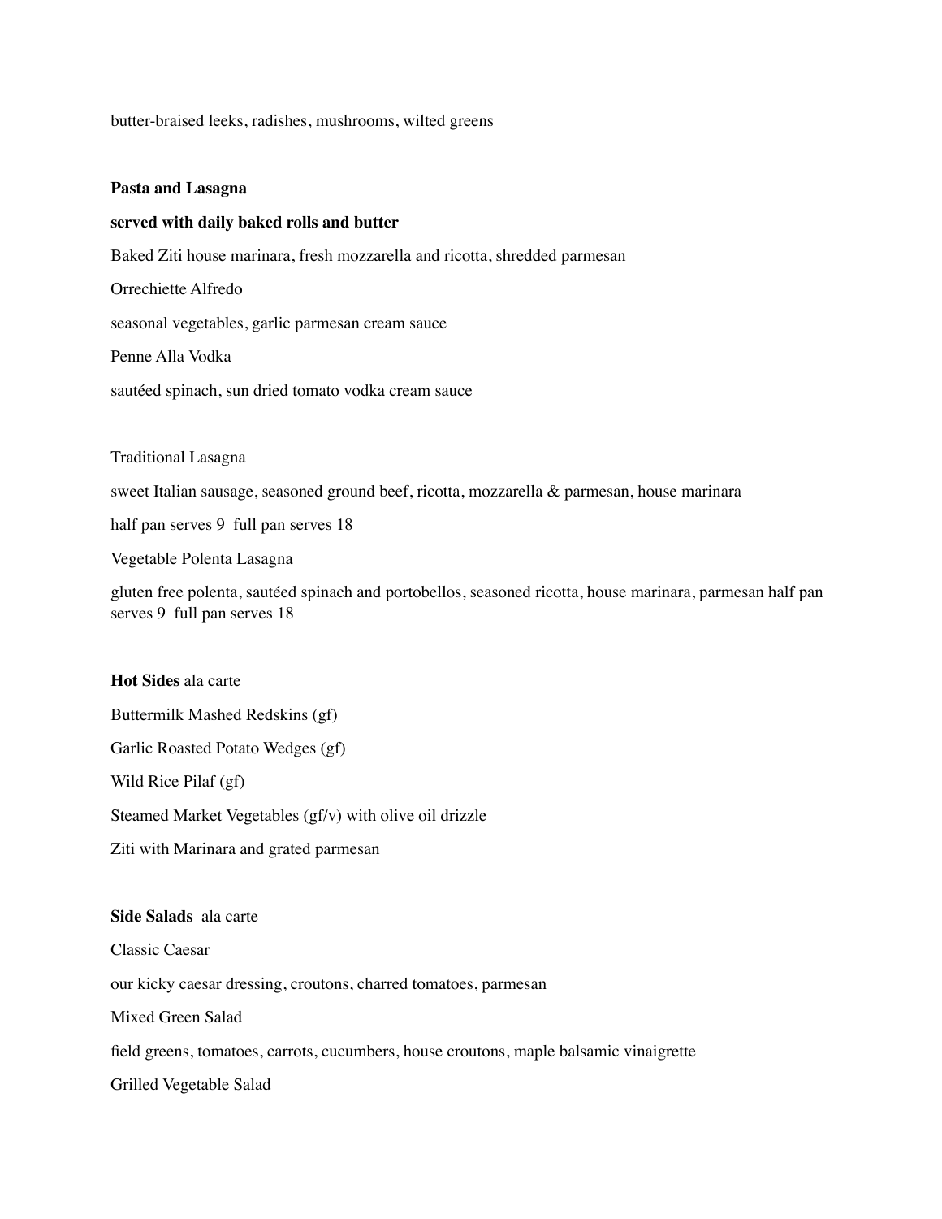butter-braised leeks, radishes, mushrooms, wilted greens

**Pasta and Lasagna**

**served with daily baked rolls and butter**

Baked Ziti house marinara, fresh mozzarella and ricotta, shredded parmesan

Orrechiette Alfredo

seasonal vegetables, garlic parmesan cream sauce

Penne Alla Vodka

sautéed spinach, sun dried tomato vodka cream sauce

Traditional Lasagna

sweet Italian sausage, seasoned ground beef, ricotta, mozzarella & parmesan, house marinara

half pan serves 9  full pan serves 18

Vegetable Polenta Lasagna

gluten free polenta, sautéed spinach and portobellos, seasoned ricotta, house marinara, parmesan half pan serves 9  full pan serves 18

**Hot Sides** ala carte

Buttermilk Mashed Redskins (gf)

Garlic Roasted Potato Wedges (gf)

Wild Rice Pilaf (gf)

Steamed Market Vegetables (gf/v) with olive oil drizzle

Ziti with Marinara and grated parmesan

**Side Salads**  ala carte

Classic Caesar

our kicky caesar dressing, croutons, charred tomatoes, parmesan

Mixed Green Salad

field greens, tomatoes, carrots, cucumbers, house croutons, maple balsamic vinaigrette

Grilled Vegetable Salad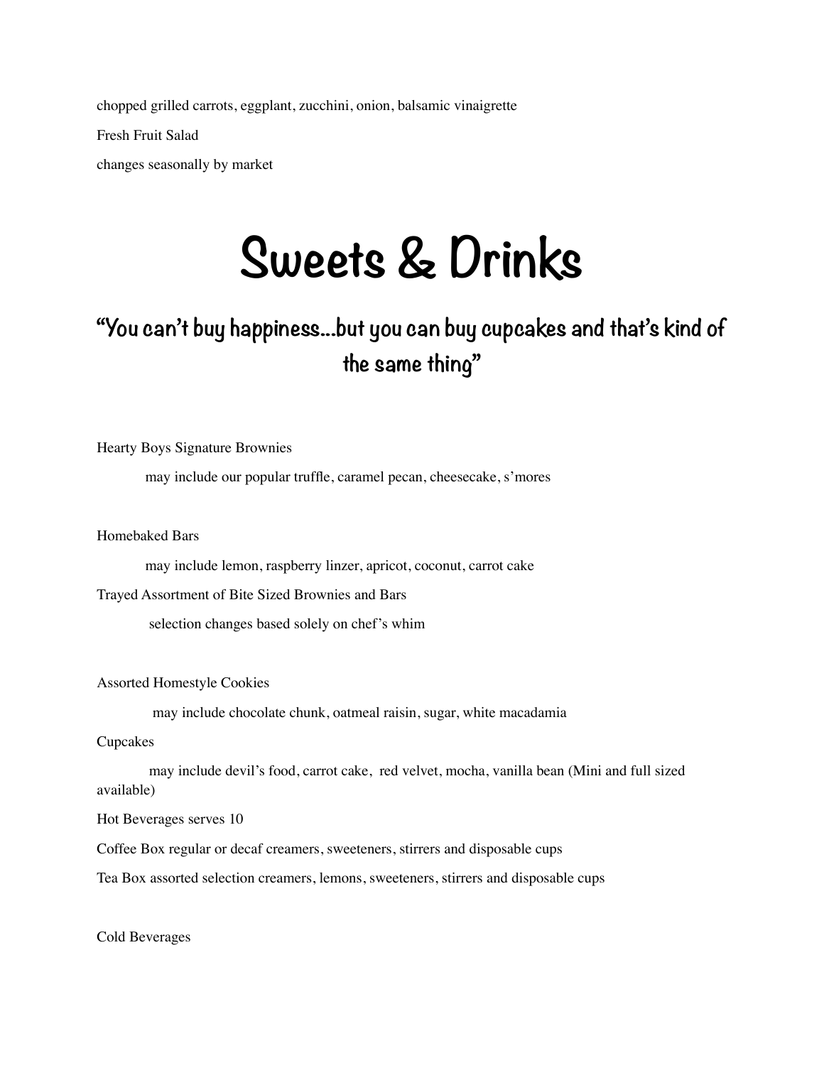chopped grilled carrots, eggplant, zucchini, onion, balsamic vinaigrette

Fresh Fruit Salad

changes seasonally by market

# Sweets & Drinks

## "You can't buy happiness...but you can buy cupcakes and that's kind of the same thing"

Hearty Boys Signature Brownies

may include our popular truffle, caramel pecan, cheesecake, s'mores

Homebaked Bars

may include lemon, raspberry linzer, apricot, coconut, carrot cake

Trayed Assortment of Bite Sized Brownies and Bars

selection changes based solely on chef's whim

Assorted Homestyle Cookies

may include chocolate chunk, oatmeal raisin, sugar, white macadamia

Cupcakes

may include devil's food, carrot cake, red velvet, mocha, vanilla bean (Mini and full sized available)

Hot Beverages serves 10

Coffee Box regular or decaf creamers, sweeteners, stirrers and disposable cups

Tea Box assorted selection creamers, lemons, sweeteners, stirrers and disposable cups

Cold Beverages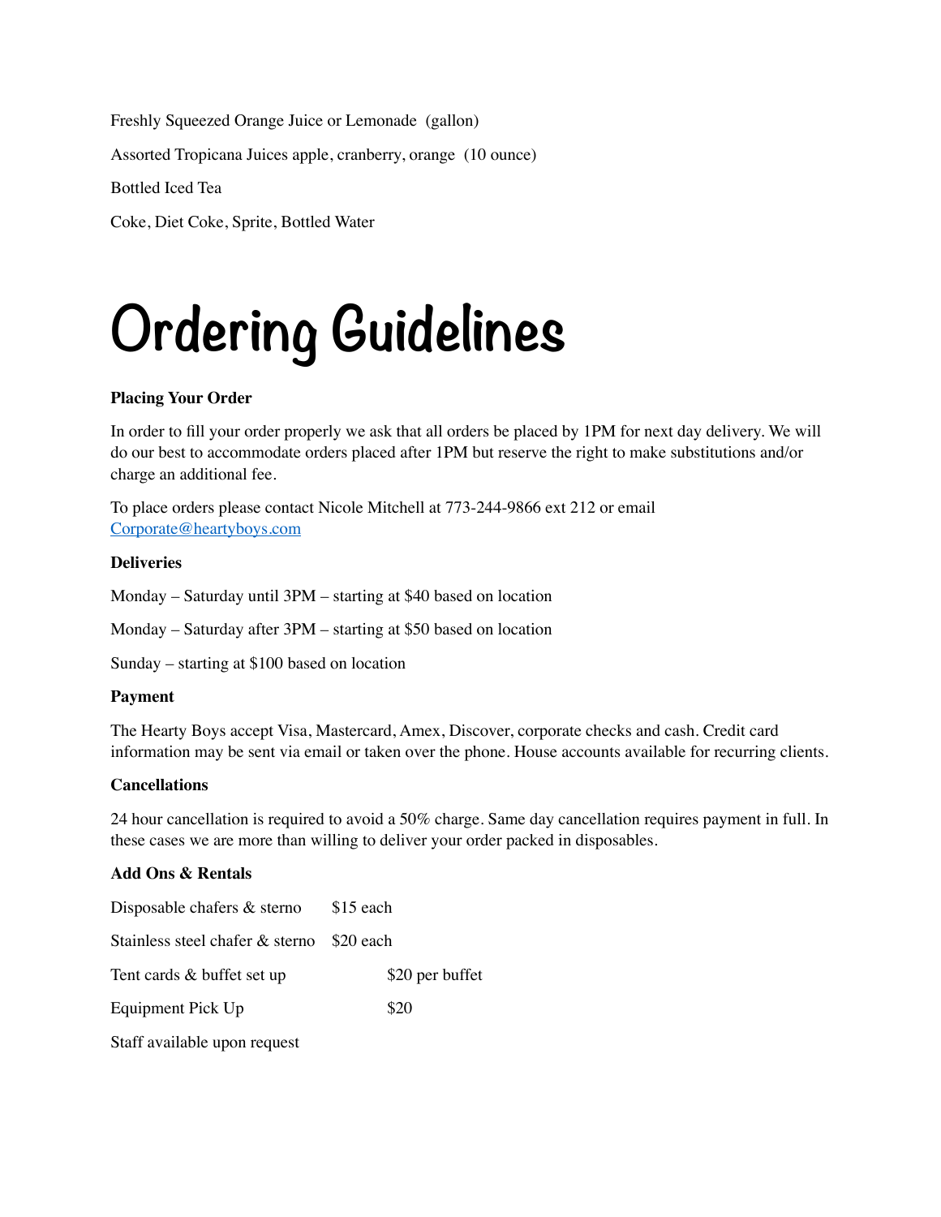Freshly Squeezed Orange Juice or Lemonade (gallon)

Assorted Tropicana Juices apple, cranberry, orange (10 ounce)

Bottled Iced Tea

Coke, Diet Coke, Sprite, Bottled Water

# Ordering Guidelines

**Placing Your Order**

In order to fill your order properly we ask that all orders be placed by 1PM for next day delivery. We will do our best to accommodate orders placed after 1PM but reserve the right to make substitutions and/or charge an additional fee.

To place orders please contact Nicole Mitchell at 773-244-9866 ext 212 or email Corporate@heartyboys.com

**Deliveries**

Monday – Saturday until 3PM – starting at $40 based on location

Monday – Saturday after 3PM – starting at $50 based on location

Sunday – starting at $100 based on location

**Payment**

The Hearty Boys accept Visa, Mastercard, Amex, Discover, corporate checks and cash. Credit card information may be sent via email or taken over the phone. House accounts available for recurring clients.

**Cancellations**

24 hour cancellation is required to avoid a 50% charge. Same day cancellation requires payment in full. In these cases we are more than willing to deliver your order packed in disposables.

**Add Ons & Rentals**

| | |
|---|---|
| Disposable chafers & sterno | $15 each |
| Stainless steel chafer & sterno | $20 each |
| Tent cards & buffet set up | $20 per buffet |
| Equipment Pick Up | $20 |

Staff available upon request